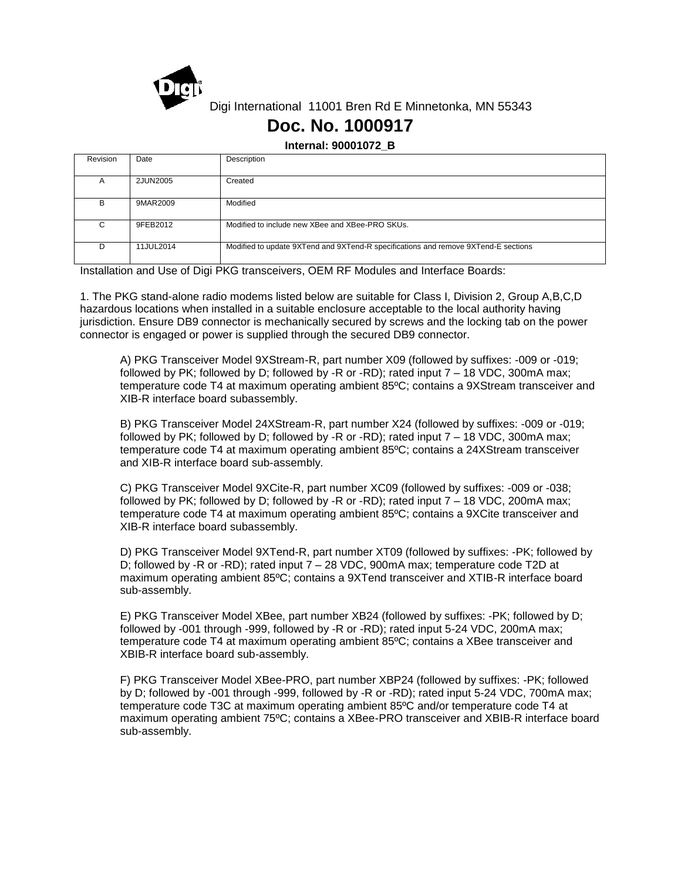Digi International 11001 Bren Rd E Minnetonka, MN 55343

# Doc. No. 1000917

**Internal: 90001072_B**

| Revision | Date | Description |
|---|---|---|
| A | 2JUN2005 | Created |
| B | 9MAR2009 | Modified |
| C | 9FEB2012 | Modified to include new XBee and XBee-PRO SKUs. |
| D | 11JUL2014 | Modified to update 9XTend and 9XTend-R specifications and remove 9XTend-E sections |

Installation and Use of Digi PKG transceivers, OEM RF Modules and Interface Boards:

1. The PKG stand-alone radio modems listed below are suitable for Class I, Division 2, Group A,B,C,D hazardous locations when installed in a suitable enclosure acceptable to the local authority having jurisdiction. Ensure DB9 connector is mechanically secured by screws and the locking tab on the power connector is engaged or power is supplied through the secured DB9 connector.

   A) PKG Transceiver Model 9XStream-R, part number X09 (followed by suffixes: -009 or -019; followed by PK; followed by D; followed by -R or -RD); rated input 7 – 18 VDC, 300mA max; temperature code T4 at maximum operating ambient 85ºC; contains a 9XStream transceiver and XIB-R interface board subassembly.

   B) PKG Transceiver Model 24XStream-R, part number X24 (followed by suffixes: -009 or -019; followed by PK; followed by D; followed by -R or -RD); rated input 7 – 18 VDC, 300mA max; temperature code T4 at maximum operating ambient 85ºC; contains a 24XStream transceiver and XIB-R interface board sub-assembly.

   C) PKG Transceiver Model 9XCite-R, part number XC09 (followed by suffixes: -009 or -038; followed by PK; followed by D; followed by -R or -RD); rated input 7 – 18 VDC, 200mA max; temperature code T4 at maximum operating ambient 85ºC; contains a 9XCite transceiver and XIB-R interface board subassembly.

   D) PKG Transceiver Model 9XTend-R, part number XT09 (followed by suffixes: -PK; followed by D; followed by -R or -RD); rated input 7 – 28 VDC, 900mA max; temperature code T2D at maximum operating ambient 85ºC; contains a 9XTend transceiver and XTIB-R interface board sub-assembly.

   E) PKG Transceiver Model XBee, part number XB24 (followed by suffixes: -PK; followed by D; followed by -001 through -999, followed by -R or -RD); rated input 5-24 VDC, 200mA max; temperature code T4 at maximum operating ambient 85ºC; contains a XBee transceiver and XBIB-R interface board sub-assembly.

   F) PKG Transceiver Model XBee-PRO, part number XBP24 (followed by suffixes: -PK; followed by D; followed by -001 through -999, followed by -R or -RD); rated input 5-24 VDC, 700mA max; temperature code T3C at maximum operating ambient 85ºC and/or temperature code T4 at maximum operating ambient 75ºC; contains a XBee-PRO transceiver and XBIB-R interface board sub-assembly.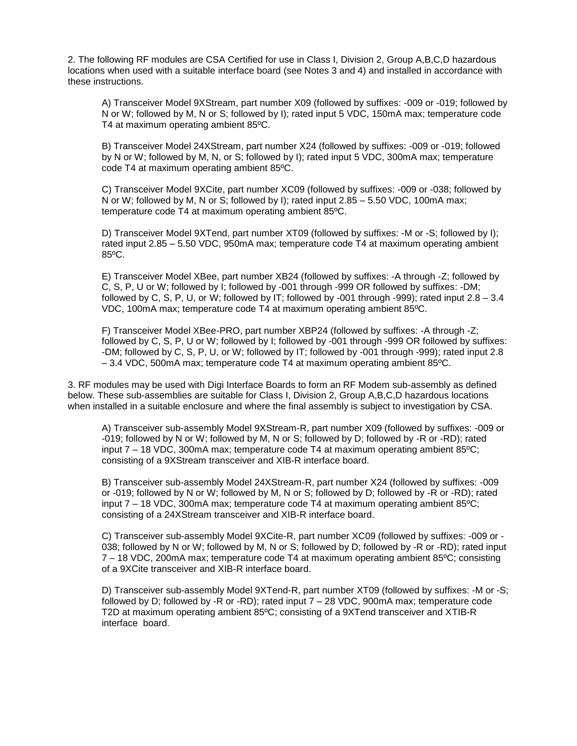2. The following RF modules are CSA Certified for use in Class I, Division 2, Group A,B,C,D hazardous locations when used with a suitable interface board (see Notes 3 and 4) and installed in accordance with these instructions.

A) Transceiver Model 9XStream, part number X09 (followed by suffixes: -009 or -019; followed by N or W; followed by M, N or S; followed by I); rated input 5 VDC, 150mA max; temperature code T4 at maximum operating ambient 85ºC.

B) Transceiver Model 24XStream, part number X24 (followed by suffixes: -009 or -019; followed by N or W; followed by M, N, or S; followed by I); rated input 5 VDC, 300mA max; temperature code T4 at maximum operating ambient 85ºC.

C) Transceiver Model 9XCite, part number XC09 (followed by suffixes: -009 or -038; followed by N or W; followed by M, N or S; followed by I); rated input 2.85 – 5.50 VDC, 100mA max; temperature code T4 at maximum operating ambient 85ºC.

D) Transceiver Model 9XTend, part number XT09 (followed by suffixes: -M or -S; followed by I); rated input 2.85 – 5.50 VDC, 950mA max; temperature code T4 at maximum operating ambient 85ºC.

E) Transceiver Model XBee, part number XB24 (followed by suffixes: -A through -Z; followed by C, S, P, U or W; followed by I; followed by -001 through -999 OR followed by suffixes: -DM; followed by C, S, P, U, or W; followed by IT; followed by -001 through -999); rated input 2.8 – 3.4 VDC, 100mA max; temperature code T4 at maximum operating ambient 85ºC.

F) Transceiver Model XBee-PRO, part number XBP24 (followed by suffixes: -A through -Z; followed by C, S, P, U or W; followed by I; followed by -001 through -999 OR followed by suffixes: -DM; followed by C, S, P, U, or W; followed by IT; followed by -001 through -999); rated input 2.8 – 3.4 VDC, 500mA max; temperature code T4 at maximum operating ambient 85ºC.

3. RF modules may be used with Digi Interface Boards to form an RF Modem sub-assembly as defined below. These sub-assemblies are suitable for Class I, Division 2, Group A,B,C,D hazardous locations when installed in a suitable enclosure and where the final assembly is subject to investigation by CSA.

A) Transceiver sub-assembly Model 9XStream-R, part number X09 (followed by suffixes: -009 or -019; followed by N or W; followed by M, N or S; followed by D; followed by -R or -RD); rated input 7 – 18 VDC, 300mA max; temperature code T4 at maximum operating ambient 85ºC; consisting of a 9XStream transceiver and XIB-R interface board.

B) Transceiver sub-assembly Model 24XStream-R, part number X24 (followed by suffixes: -009 or -019; followed by N or W; followed by M, N or S; followed by D; followed by -R or -RD); rated input 7 – 18 VDC, 300mA max; temperature code T4 at maximum operating ambient 85ºC; consisting of a 24XStream transceiver and XIB-R interface board.

C) Transceiver sub-assembly Model 9XCite-R, part number XC09 (followed by suffixes: -009 or -038; followed by N or W; followed by M, N or S; followed by D; followed by -R or -RD); rated input 7 – 18 VDC, 200mA max; temperature code T4 at maximum operating ambient 85ºC; consisting of a 9XCite transceiver and XIB-R interface board.

D) Transceiver sub-assembly Model 9XTend-R, part number XT09 (followed by suffixes: -M or -S; followed by D; followed by -R or -RD); rated input 7 – 28 VDC, 900mA max; temperature code T2D at maximum operating ambient 85ºC; consisting of a 9XTend transceiver and XTIB-R interface board.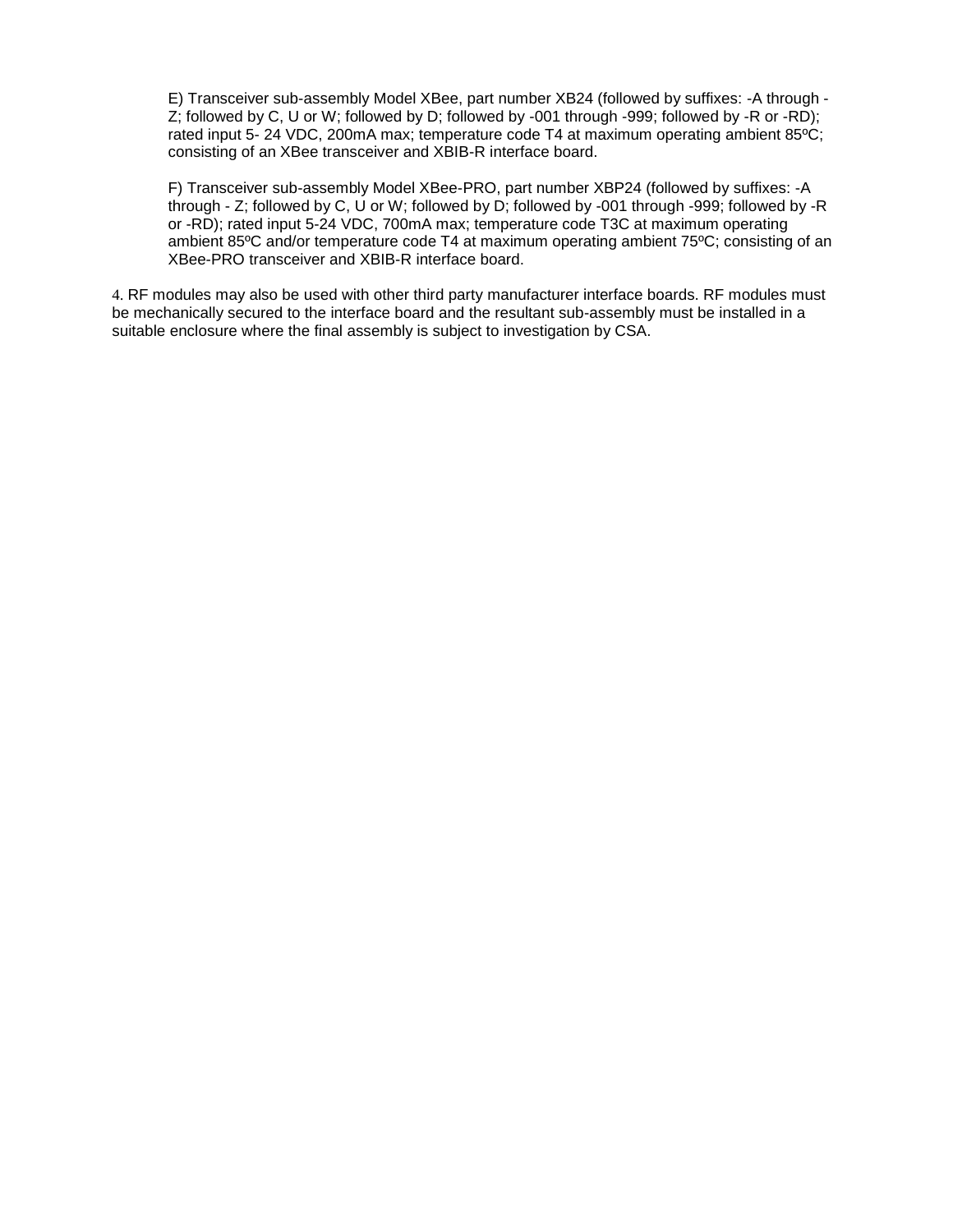E) Transceiver sub-assembly Model XBee, part number XB24 (followed by suffixes: -A through -Z; followed by C, U or W; followed by D; followed by -001 through -999; followed by -R or -RD); rated input 5- 24 VDC, 200mA max; temperature code T4 at maximum operating ambient 85ºC; consisting of an XBee transceiver and XBIB-R interface board.

F) Transceiver sub-assembly Model XBee-PRO, part number XBP24 (followed by suffixes: -A through - Z; followed by C, U or W; followed by D; followed by -001 through -999; followed by -R or -RD); rated input 5-24 VDC, 700mA max; temperature code T3C at maximum operating ambient 85ºC and/or temperature code T4 at maximum operating ambient 75ºC; consisting of an XBee-PRO transceiver and XBIB-R interface board.

4. RF modules may also be used with other third party manufacturer interface boards. RF modules must be mechanically secured to the interface board and the resultant sub-assembly must be installed in a suitable enclosure where the final assembly is subject to investigation by CSA.